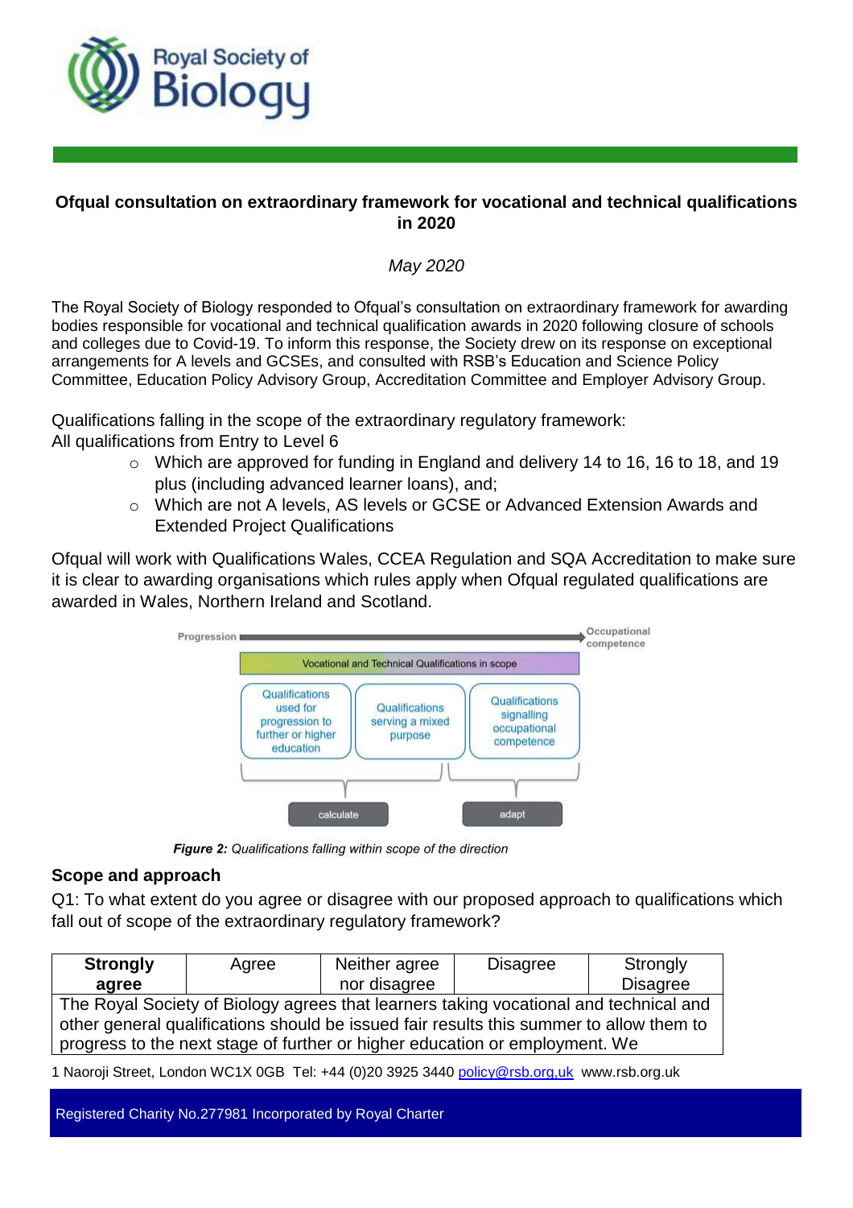# Ofqual consultation on extraordinary framework for vocational and technical qualifications in 2020

*May 2020*

The Royal Society of Biology responded to Ofqual's consultation on extraordinary framework for awarding bodies responsible for vocational and technical qualification awards in 2020 following closure of schools and colleges due to Covid-19. To inform this response, the Society drew on its response on exceptional arrangements for A levels and GCSEs, and consulted with RSB's Education and Science Policy Committee, Education Policy Advisory Group, Accreditation Committee and Employer Advisory Group.

Qualifications falling in the scope of the extraordinary regulatory framework:
All qualifications from Entry to Level 6

- Which are approved for funding in England and delivery 14 to 16, 16 to 18, and 19 plus (including advanced learner loans), and;
- Which are not A levels, AS levels or GCSE or Advanced Extension Awards and Extended Project Qualifications

Ofqual will work with Qualifications Wales, CCEA Regulation and SQA Accreditation to make sure it is clear to awarding organisations which rules apply when Ofqual regulated qualifications are awarded in Wales, Northern Ireland and Scotland.

Progression → Occupational competence

Vocational and Technical Qualifications in scope

| Qualifications used for progression to further or higher education | Qualifications serving a mixed purpose | Qualifications signalling occupational competence |
|---|---|---|
| calculate | | adapt |

***Figure 2:*** *Qualifications falling within scope of the direction*

## Scope and approach

Q1: To what extent do you agree or disagree with our proposed approach to qualifications which fall out of scope of the extraordinary regulatory framework?

| **Strongly agree** | Agree | Neither agree nor disagree | Disagree | Strongly Disagree |
|---|---|---|---|---|
| The Royal Society of Biology agrees that learners taking vocational and technical and other general qualifications should be issued fair results this summer to allow them to progress to the next stage of further or higher education or employment. We | | | | |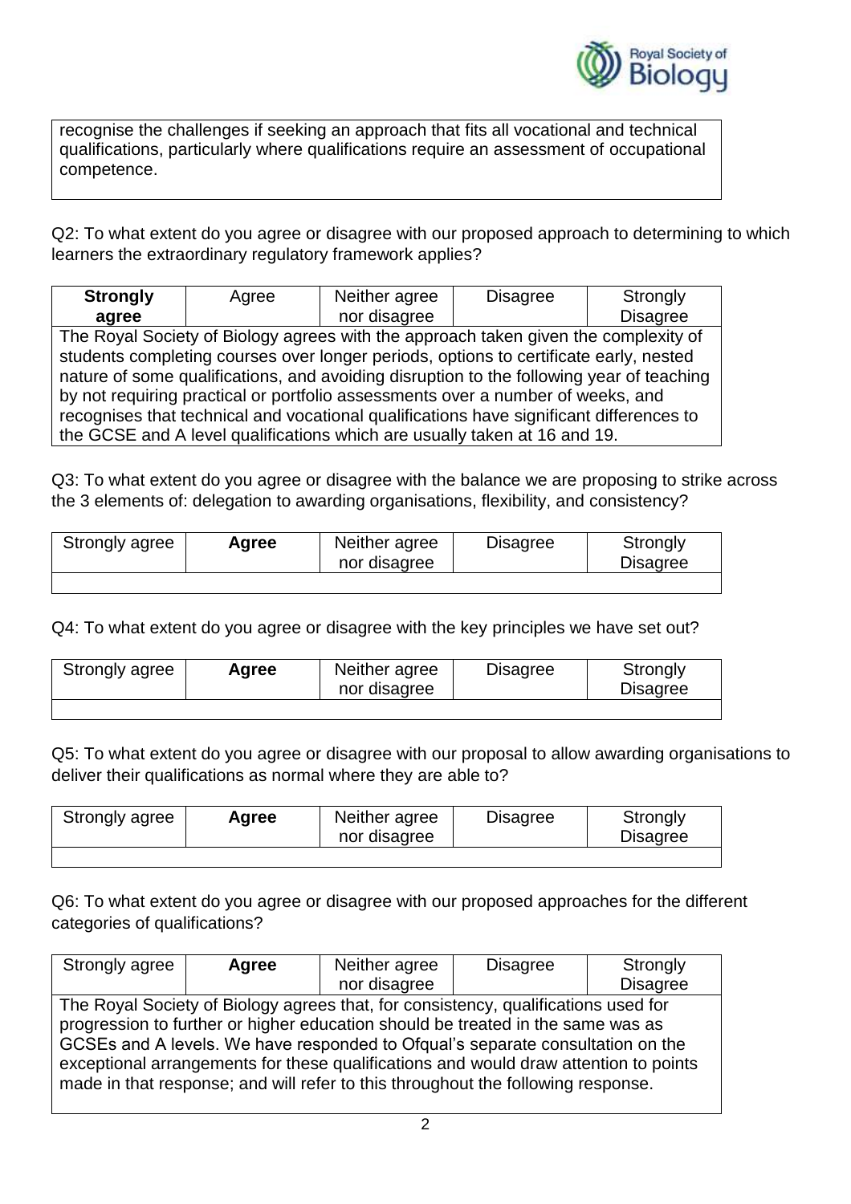recognise the challenges if seeking an approach that fits all vocational and technical qualifications, particularly where qualifications require an assessment of occupational competence.

Q2: To what extent do you agree or disagree with our proposed approach to determining to which learners the extraordinary regulatory framework applies?

| **Strongly agree** | Agree | Neither agree nor disagree | Disagree | Strongly Disagree |
|---|---|---|---|---|
| The Royal Society of Biology agrees with the approach taken given the complexity of students completing courses over longer periods, options to certificate early, nested nature of some qualifications, and avoiding disruption to the following year of teaching by not requiring practical or portfolio assessments over a number of weeks, and recognises that technical and vocational qualifications have significant differences to the GCSE and A level qualifications which are usually taken at 16 and 19. | | | | |

Q3: To what extent do you agree or disagree with the balance we are proposing to strike across the 3 elements of: delegation to awarding organisations, flexibility, and consistency?

| Strongly agree | **Agree** | Neither agree nor disagree | Disagree | Strongly Disagree |
|---|---|---|---|---|
| | | | | |

Q4: To what extent do you agree or disagree with the key principles we have set out?

| Strongly agree | **Agree** | Neither agree nor disagree | Disagree | Strongly Disagree |
|---|---|---|---|---|
| | | | | |

Q5: To what extent do you agree or disagree with our proposal to allow awarding organisations to deliver their qualifications as normal where they are able to?

| Strongly agree | **Agree** | Neither agree nor disagree | Disagree | Strongly Disagree |
|---|---|---|---|---|
| | | | | |

Q6: To what extent do you agree or disagree with our proposed approaches for the different categories of qualifications?

| Strongly agree | **Agree** | Neither agree nor disagree | Disagree | Strongly Disagree |
|---|---|---|---|---|
| The Royal Society of Biology agrees that, for consistency, qualifications used for progression to further or higher education should be treated in the same was as GCSEs and A levels. We have responded to Ofqual's separate consultation on the exceptional arrangements for these qualifications and would draw attention to points made in that response; and will refer to this throughout the following response. | | | | |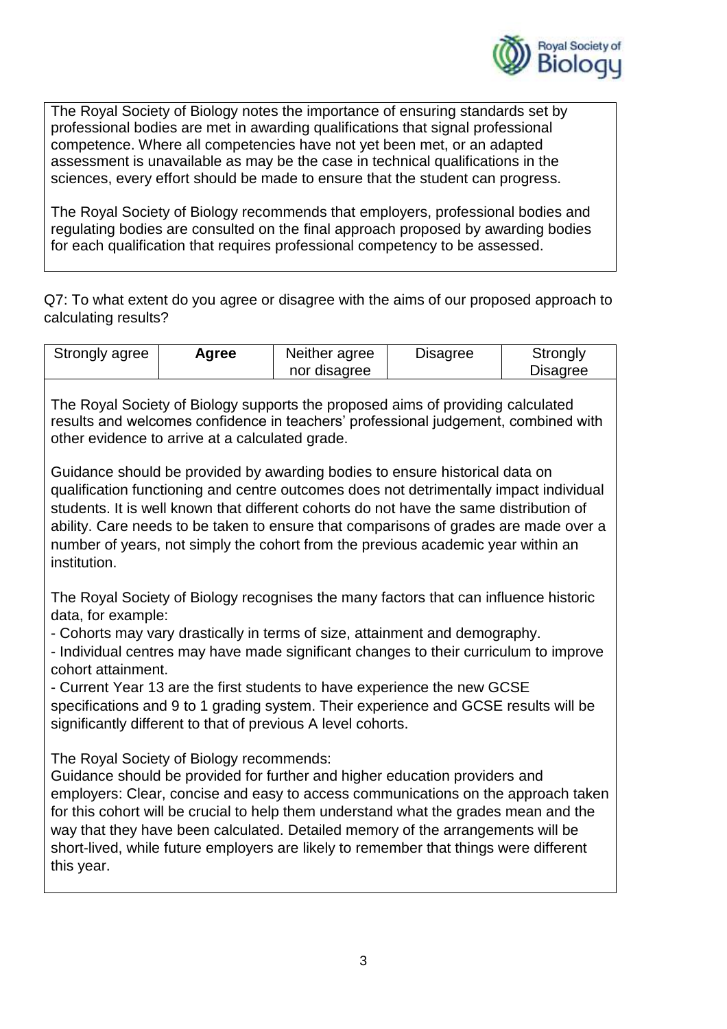The Royal Society of Biology notes the importance of ensuring standards set by professional bodies are met in awarding qualifications that signal professional competence. Where all competencies have not yet been met, or an adapted assessment is unavailable as may be the case in technical qualifications in the sciences, every effort should be made to ensure that the student can progress.

The Royal Society of Biology recommends that employers, professional bodies and regulating bodies are consulted on the final approach proposed by awarding bodies for each qualification that requires professional competency to be assessed.

Q7: To what extent do you agree or disagree with the aims of our proposed approach to calculating results?

| Strongly agree | **Agree** | Neither agree nor disagree | Disagree | Strongly Disagree |
|---|---|---|---|---|

The Royal Society of Biology supports the proposed aims of providing calculated results and welcomes confidence in teachers' professional judgement, combined with other evidence to arrive at a calculated grade.

Guidance should be provided by awarding bodies to ensure historical data on qualification functioning and centre outcomes does not detrimentally impact individual students. It is well known that different cohorts do not have the same distribution of ability. Care needs to be taken to ensure that comparisons of grades are made over a number of years, not simply the cohort from the previous academic year within an institution.

The Royal Society of Biology recognises the many factors that can influence historic data, for example:

- Cohorts may vary drastically in terms of size, attainment and demography.
- Individual centres may have made significant changes to their curriculum to improve cohort attainment.
- Current Year 13 are the first students to have experience the new GCSE specifications and 9 to 1 grading system. Their experience and GCSE results will be significantly different to that of previous A level cohorts.

The Royal Society of Biology recommends:
Guidance should be provided for further and higher education providers and employers: Clear, concise and easy to access communications on the approach taken for this cohort will be crucial to help them understand what the grades mean and the way that they have been calculated. Detailed memory of the arrangements will be short-lived, while future employers are likely to remember that things were different this year.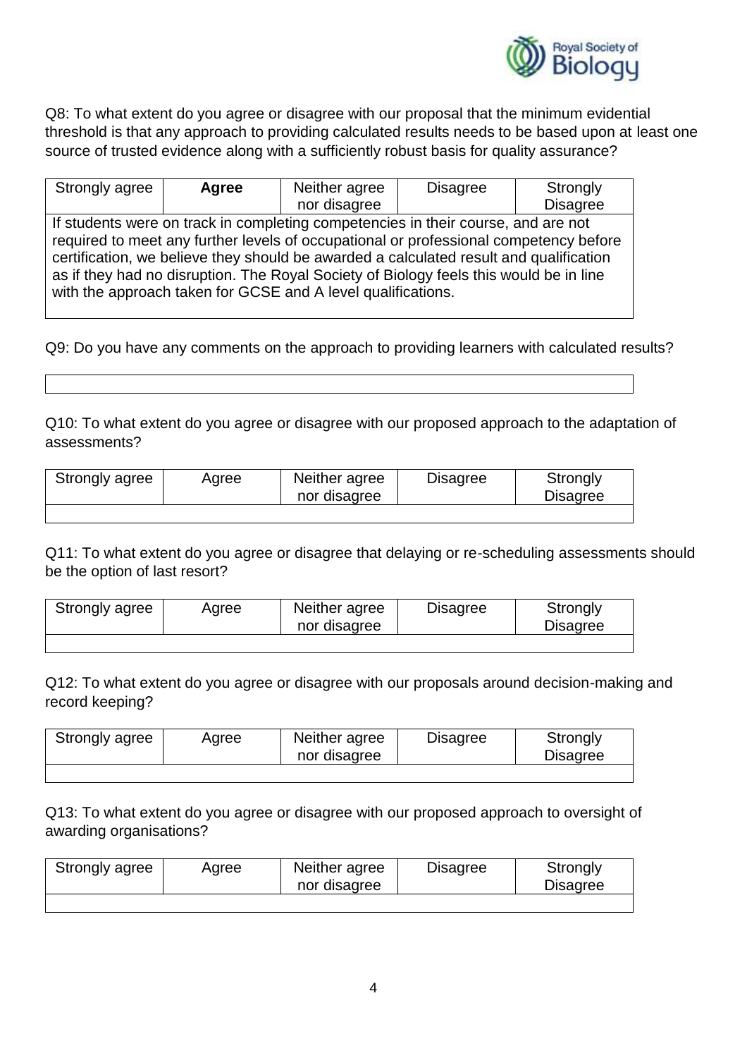Q8: To what extent do you agree or disagree with our proposal that the minimum evidential threshold is that any approach to providing calculated results needs to be based upon at least one source of trusted evidence along with a sufficiently robust basis for quality assurance?

| Strongly agree | **Agree** | Neither agree nor disagree | Disagree | Strongly Disagree |
|---|---|---|---|---|
| If students were on track in completing competencies in their course, and are not required to meet any further levels of occupational or professional competency before certification, we believe they should be awarded a calculated result and qualification as if they had no disruption. The Royal Society of Biology feels this would be in line with the approach taken for GCSE and A level qualifications. | | | | |

Q9: Do you have any comments on the approach to providing learners with calculated results?

| |
|---|
| |

Q10: To what extent do you agree or disagree with our proposed approach to the adaptation of assessments?

| Strongly agree | Agree | Neither agree nor disagree | Disagree | Strongly Disagree |
|---|---|---|---|---|
| | | | | |

Q11: To what extent do you agree or disagree that delaying or re-scheduling assessments should be the option of last resort?

| Strongly agree | Agree | Neither agree nor disagree | Disagree | Strongly Disagree |
|---|---|---|---|---|
| | | | | |

Q12: To what extent do you agree or disagree with our proposals around decision-making and record keeping?

| Strongly agree | Agree | Neither agree nor disagree | Disagree | Strongly Disagree |
|---|---|---|---|---|
| | | | | |

Q13: To what extent do you agree or disagree with our proposed approach to oversight of awarding organisations?

| Strongly agree | Agree | Neither agree nor disagree | Disagree | Strongly Disagree |
|---|---|---|---|---|
| | | | | |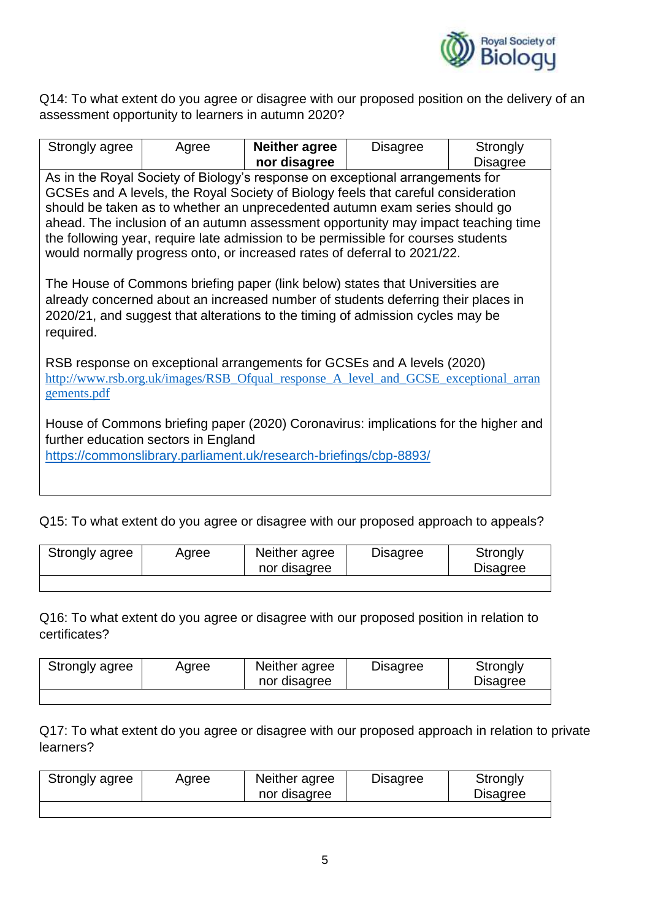Q14: To what extent do you agree or disagree with our proposed position on the delivery of an assessment opportunity to learners in autumn 2020?

| Strongly agree | Agree | **Neither agree nor disagree** | Disagree | Strongly Disagree |
|---|---|---|---|---|

As in the Royal Society of Biology's response on exceptional arrangements for GCSEs and A levels, the Royal Society of Biology feels that careful consideration should be taken as to whether an unprecedented autumn exam series should go ahead. The inclusion of an autumn assessment opportunity may impact teaching time the following year, require late admission to be permissible for courses students would normally progress onto, or increased rates of deferral to 2021/22.

The House of Commons briefing paper (link below) states that Universities are already concerned about an increased number of students deferring their places in 2020/21, and suggest that alterations to the timing of admission cycles may be required.

RSB response on exceptional arrangements for GCSEs and A levels (2020)
http://www.rsb.org.uk/images/RSB_Ofqual_response_A_level_and_GCSE_exceptional_arrangements.pdf

House of Commons briefing paper (2020) Coronavirus: implications for the higher and further education sectors in England
https://commonslibrary.parliament.uk/research-briefings/cbp-8893/

Q15: To what extent do you agree or disagree with our proposed approach to appeals?

| Strongly agree | Agree | Neither agree nor disagree | Disagree | Strongly Disagree |
|---|---|---|---|---|

Q16: To what extent do you agree or disagree with our proposed position in relation to certificates?

| Strongly agree | Agree | Neither agree nor disagree | Disagree | Strongly Disagree |
|---|---|---|---|---|

Q17: To what extent do you agree or disagree with our proposed approach in relation to private learners?

| Strongly agree | Agree | Neither agree nor disagree | Disagree | Strongly Disagree |
|---|---|---|---|---|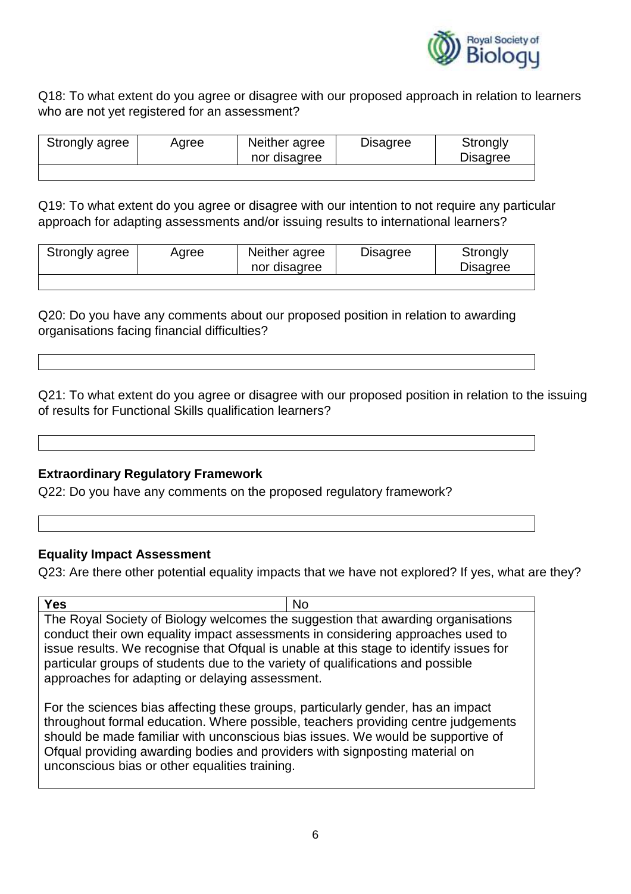Q18: To what extent do you agree or disagree with our proposed approach in relation to learners who are not yet registered for an assessment?

| Strongly agree | Agree | Neither agree nor disagree | Disagree | Strongly Disagree |
| --- | --- | --- | --- | --- |
| | | | | |

Q19: To what extent do you agree or disagree with our intention to not require any particular approach for adapting assessments and/or issuing results to international learners?

| Strongly agree | Agree | Neither agree nor disagree | Disagree | Strongly Disagree |
| --- | --- | --- | --- | --- |
| | | | | |

Q20: Do you have any comments about our proposed position in relation to awarding organisations facing financial difficulties?

Q21: To what extent do you agree or disagree with our proposed position in relation to the issuing of results for Functional Skills qualification learners?

**Extraordinary Regulatory Framework**

Q22: Do you have any comments on the proposed regulatory framework?

**Equality Impact Assessment**

Q23: Are there other potential equality impacts that we have not explored? If yes, what are they?

| **Yes** | No |
| --- | --- |

The Royal Society of Biology welcomes the suggestion that awarding organisations conduct their own equality impact assessments in considering approaches used to issue results. We recognise that Ofqual is unable at this stage to identify issues for particular groups of students due to the variety of qualifications and possible approaches for adapting or delaying assessment.

For the sciences bias affecting these groups, particularly gender, has an impact throughout formal education. Where possible, teachers providing centre judgements should be made familiar with unconscious bias issues. We would be supportive of Ofqual providing awarding bodies and providers with signposting material on unconscious bias or other equalities training.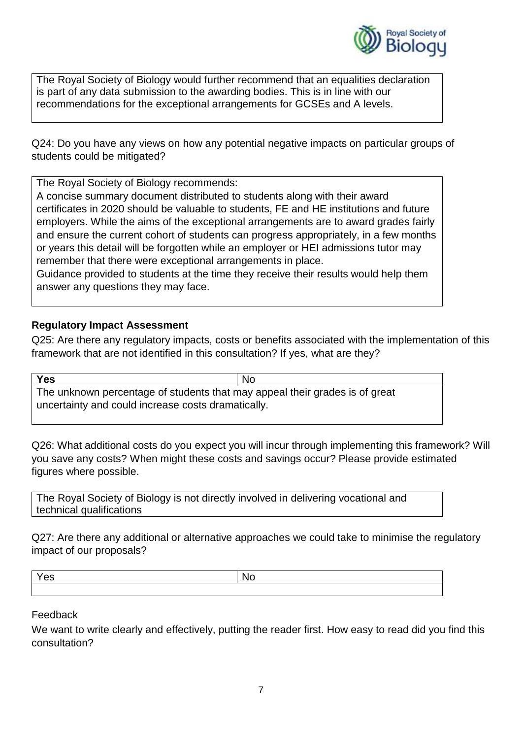| The Royal Society of Biology would further recommend that an equalities declaration is part of any data submission to the awarding bodies. This is in line with our recommendations for the exceptional arrangements for GCSEs and A levels. |
| --- |

Q24: Do you have any views on how any potential negative impacts on particular groups of students could be mitigated?

| The Royal Society of Biology recommends:<br>A concise summary document distributed to students along with their award certificates in 2020 should be valuable to students, FE and HE institutions and future employers. While the aims of the exceptional arrangements are to award grades fairly and ensure the current cohort of students can progress appropriately, in a few months or years this detail will be forgotten while an employer or HEI admissions tutor may remember that there were exceptional arrangements in place.<br>Guidance provided to students at the time they receive their results would help them answer any questions they may face. |
| --- |

**Regulatory Impact Assessment**

Q25: Are there any regulatory impacts, costs or benefits associated with the implementation of this framework that are not identified in this consultation? If yes, what are they?

| **Yes** | No |
| --- | --- |
| The unknown percentage of students that may appeal their grades is of great uncertainty and could increase costs dramatically. | |

Q26: What additional costs do you expect you will incur through implementing this framework? Will you save any costs? When might these costs and savings occur? Please provide estimated figures where possible.

| The Royal Society of Biology is not directly involved in delivering vocational and technical qualifications |
| --- |

Q27: Are there any additional or alternative approaches we could take to minimise the regulatory impact of our proposals?

| Yes | No |
| --- | --- |
| | |

Feedback

We want to write clearly and effectively, putting the reader first. How easy to read did you find this consultation?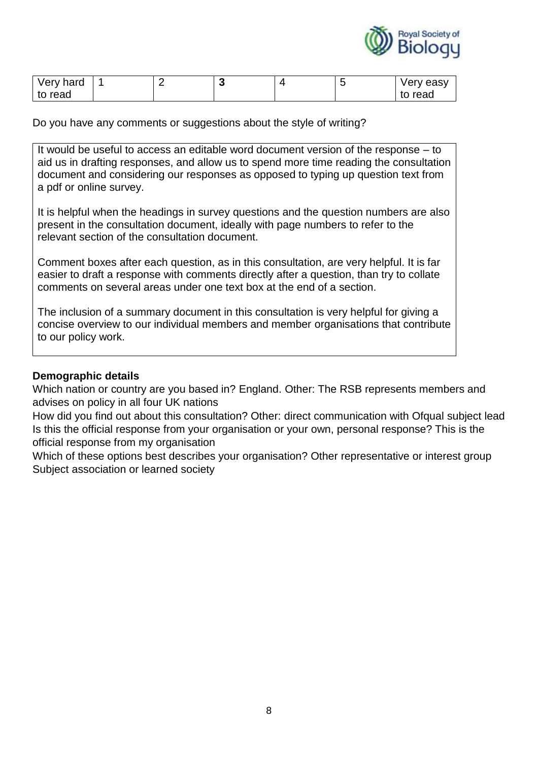| | | | | | | |
|---|---|---|---|---|---|---|
| Very hard to read | 1 | 2 | **3** | 4 | 5 | Very easy to read |

Do you have any comments or suggestions about the style of writing?

It would be useful to access an editable word document version of the response – to aid us in drafting responses, and allow us to spend more time reading the consultation document and considering our responses as opposed to typing up question text from a pdf or online survey.

It is helpful when the headings in survey questions and the question numbers are also present in the consultation document, ideally with page numbers to refer to the relevant section of the consultation document.

Comment boxes after each question, as in this consultation, are very helpful. It is far easier to draft a response with comments directly after a question, than try to collate comments on several areas under one text box at the end of a section.

The inclusion of a summary document in this consultation is very helpful for giving a concise overview to our individual members and member organisations that contribute to our policy work.

**Demographic details**

Which nation or country are you based in? England. Other: The RSB represents members and advises on policy in all four UK nations

How did you find out about this consultation? Other: direct communication with Ofqual subject lead

Is this the official response from your organisation or your own, personal response? This is the official response from my organisation

Which of these options best describes your organisation? Other representative or interest group Subject association or learned society